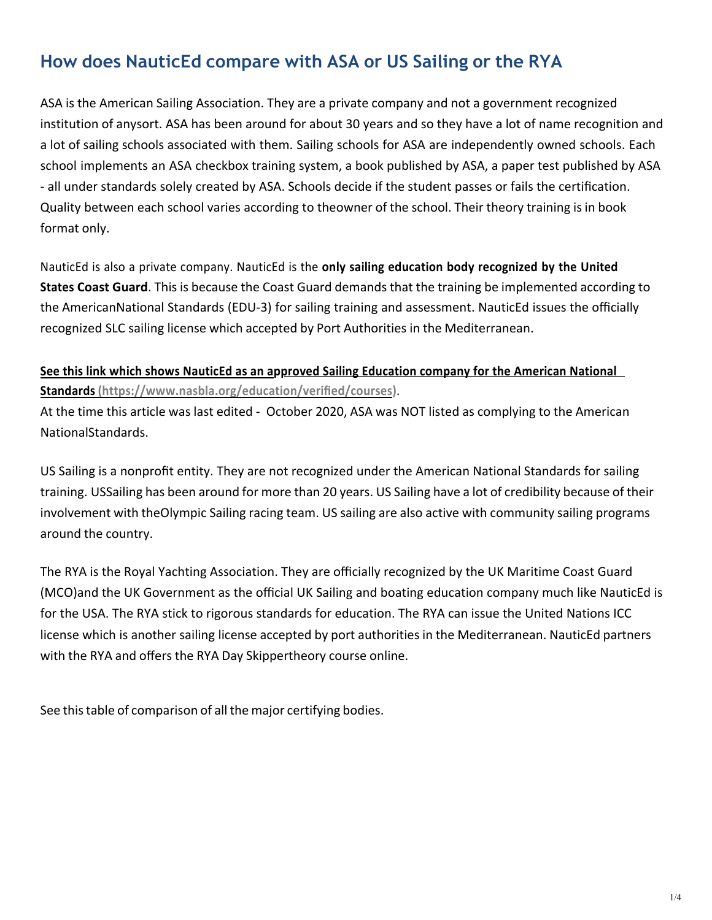# How does NauticEd compare with ASA or US Sailing or the RYA

ASA is the American Sailing Association. They are a private company and not a government recognized institution of anysort. ASA has been around for about 30 years and so they have a lot of name recognition and a lot of sailing schools associated with them. Sailing schools for ASA are independently owned schools. Each school implements an ASA checkbox training system, a book published by ASA, a paper test published by ASA - all under standards solely created by ASA. Schools decide if the student passes or fails the certification. Quality between each school varies according to theowner of the school. Their theory training is in book format only.

NauticEd is also a private company. NauticEd is the **only sailing education body recognized by the United States Coast Guard**. This is because the Coast Guard demands that the training be implemented according to the AmericanNational Standards (EDU-3) for sailing training and assessment. NauticEd issues the officially recognized SLC sailing license which accepted by Port Authorities in the Mediterranean.

**See this link which shows NauticEd as an approved Sailing Education company for the American National Standards (https://www.nasbla.org/education/verified/courses)**.

At the time this article was last edited - October 2020, ASA was NOT listed as complying to the American NationalStandards.

US Sailing is a nonprofit entity. They are not recognized under the American National Standards for sailing training. USSailing has been around for more than 20 years. US Sailing have a lot of credibility because of their involvement with theOlympic Sailing racing team. US sailing are also active with community sailing programs around the country.

The RYA is the Royal Yachting Association. They are officially recognized by the UK Maritime Coast Guard (MCO)and the UK Government as the official UK Sailing and boating education company much like NauticEd is for the USA. The RYA stick to rigorous standards for education. The RYA can issue the United Nations ICC license which is another sailing license accepted by port authorities in the Mediterranean. NauticEd partners with the RYA and offers the RYA Day Skippertheory course online.

See this table of comparison of all the major certifying bodies.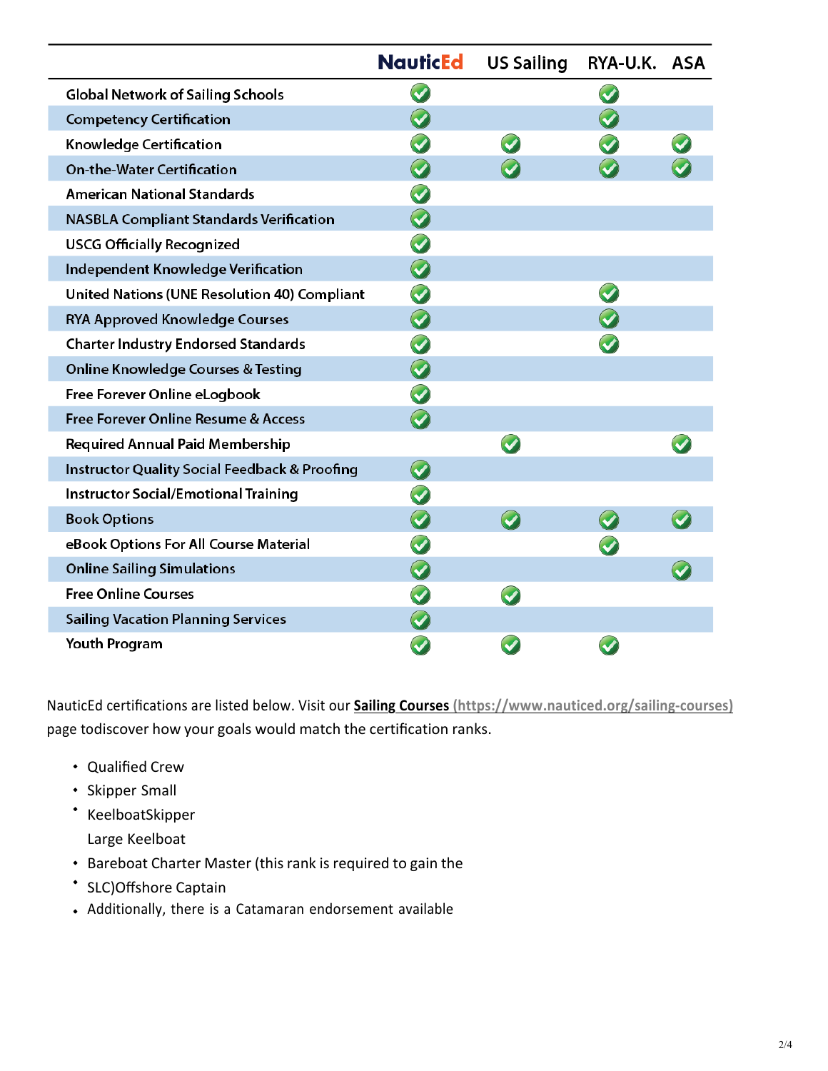| | NauticEd | US Sailing | RYA-U.K. | ASA |
|---|---|---|---|---|
| Global Network of Sailing Schools | ✓ | | ✓ | |
| Competency Certification | ✓ | | ✓ | |
| Knowledge Certification | ✓ | ✓ | ✓ | ✓ |
| On-the-Water Certification | ✓ | ✓ | ✓ | ✓ |
| American National Standards | ✓ | | | |
| NASBLA Compliant Standards Verification | ✓ | | | |
| USCG Officially Recognized | ✓ | | | |
| Independent Knowledge Verification | ✓ | | | |
| United Nations (UNE Resolution 40) Compliant | ✓ | | ✓ | |
| RYA Approved Knowledge Courses | ✓ | | ✓ | |
| Charter Industry Endorsed Standards | ✓ | | ✓ | |
| Online Knowledge Courses & Testing | ✓ | | | |
| Free Forever Online eLogbook | ✓ | | | |
| Free Forever Online Resume & Access | ✓ | | | |
| Required Annual Paid Membership | | ✓ | | ✓ |
| Instructor Quality Social Feedback & Proofing | ✓ | | | |
| Instructor Social/Emotional Training | ✓ | | | |
| Book Options | ✓ | ✓ | ✓ | ✓ |
| eBook Options For All Course Material | ✓ | | ✓ | |
| Online Sailing Simulations | ✓ | | | ✓ |
| Free Online Courses | ✓ | ✓ | | |
| Sailing Vacation Planning Services | ✓ | | | |
| Youth Program | ✓ | ✓ | ✓ | |

NauticEd certifications are listed below. Visit our **Sailing Courses** (https://www.nauticed.org/sailing-courses) page todiscover how your goals would match the certification ranks.

- Qualified Crew
- Skipper Small
- KeelboatSkipper
  Large Keelboat
- Bareboat Charter Master (this rank is required to gain the
- SLC)Offshore Captain
- Additionally, there is a Catamaran endorsement available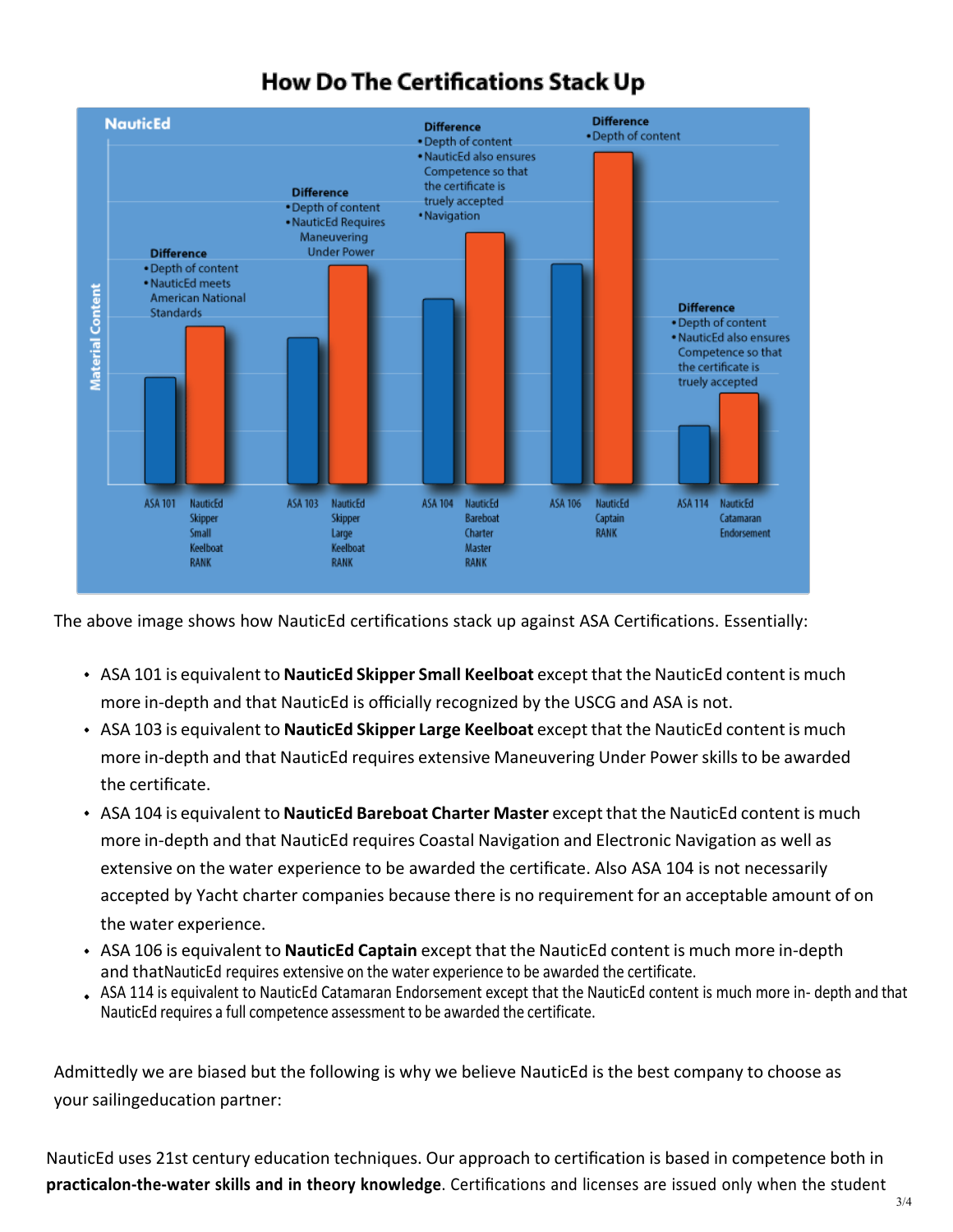## How Do The Certifications Stack Up

NauticEd

Material Content

**Difference**
- Depth of content
- NauticEd meets American National Standards

**Difference**
- Depth of content
- NauticEd Requires Maneuvering Under Power

**Difference**
- Depth of content
- NauticEd also ensures Competence so that the certificate is truely accepted
- Navigation

**Difference**
- Depth of content

**Difference**
- Depth of content
- NauticEd also ensures Competence so that the certificate is truely accepted

ASA 101 | NauticEd Skipper Small Keelboat RANK
ASA 103 | NauticEd Skipper Large Keelboat RANK
ASA 104 | NauticEd Bareboat Charter Master RANK
ASA 106 | NauticEd Captain RANK
ASA 114 | NauticEd Catamaran Endorsement

The above image shows how NauticEd certifications stack up against ASA Certifications. Essentially:

- ASA 101 is equivalent to **NauticEd Skipper Small Keelboat** except that the NauticEd content is much more in-depth and that NauticEd is officially recognized by the USCG and ASA is not.
- ASA 103 is equivalent to **NauticEd Skipper Large Keelboat** except that the NauticEd content is much more in-depth and that NauticEd requires extensive Maneuvering Under Power skills to be awarded the certificate.
- ASA 104 is equivalent to **NauticEd Bareboat Charter Master** except that the NauticEd content is much more in-depth and that NauticEd requires Coastal Navigation and Electronic Navigation as well as extensive on the water experience to be awarded the certificate. Also ASA 104 is not necessarily accepted by Yacht charter companies because there is no requirement for an acceptable amount of on the water experience.
- ASA 106 is equivalent to **NauticEd Captain** except that the NauticEd content is much more in-depth and thatNauticEd requires extensive on the water experience to be awarded the certificate.
- ASA 114 is equivalent to NauticEd Catamaran Endorsement except that the NauticEd content is much more in- depth and that NauticEd requires a full competence assessment to be awarded the certificate.

Admittedly we are biased but the following is why we believe NauticEd is the best company to choose as your sailingeducation partner:

NauticEd uses 21st century education techniques. Our approach to certification is based in competence both in **practicalon-the-water skills and in theory knowledge**. Certifications and licenses are issued only when the student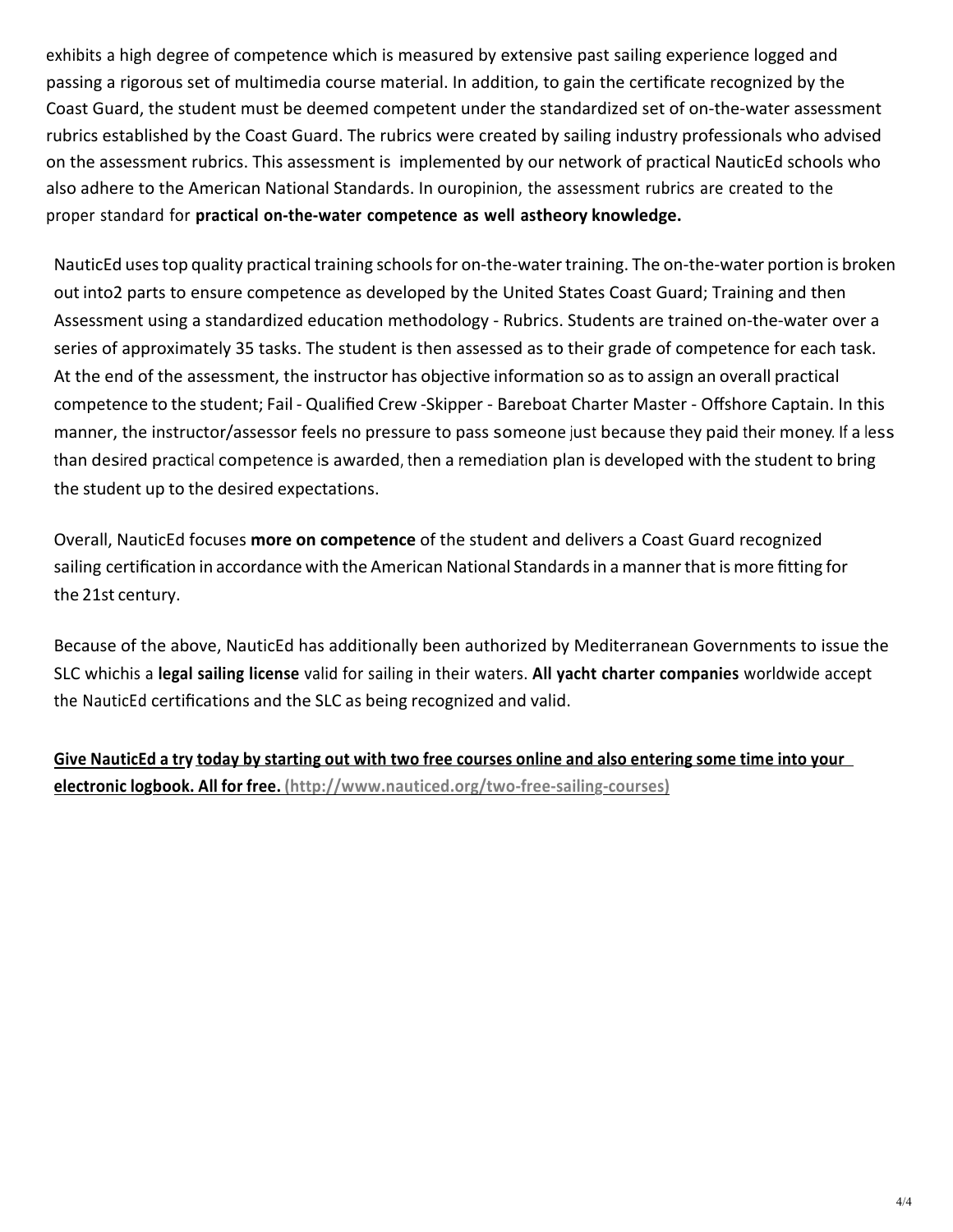exhibits a high degree of competence which is measured by extensive past sailing experience logged and passing a rigorous set of multimedia course material. In addition, to gain the certificate recognized by the Coast Guard, the student must be deemed competent under the standardized set of on-the-water assessment rubrics established by the Coast Guard. The rubrics were created by sailing industry professionals who advised on the assessment rubrics. This assessment is implemented by our network of practical NauticEd schools who also adhere to the American National Standards. In ouropinion, the assessment rubrics are created to the proper standard for **practical on-the-water competence as well astheory knowledge.**

NauticEd uses top quality practical training schools for on-the-water training. The on-the-water portion is broken out into2 parts to ensure competence as developed by the United States Coast Guard; Training and then Assessment using a standardized education methodology - Rubrics. Students are trained on-the-water over a series of approximately 35 tasks. The student is then assessed as to their grade of competence for each task. At the end of the assessment, the instructor has objective information so as to assign an overall practical competence to the student; Fail - Qualified Crew -Skipper - Bareboat Charter Master - Offshore Captain. In this manner, the instructor/assessor feels no pressure to pass someone just because they paid their money. If a less than desired practical competence is awarded, then a remediation plan is developed with the student to bring the student up to the desired expectations.

Overall, NauticEd focuses **more on competence** of the student and delivers a Coast Guard recognized sailing certification in accordance with the American National Standards in a manner that is more fitting for the 21st century.

Because of the above, NauticEd has additionally been authorized by Mediterranean Governments to issue the SLC whichis a **legal sailing license** valid for sailing in their waters. **All yacht charter companies** worldwide accept the NauticEd certifications and the SLC as being recognized and valid.

**Give NauticEd a try today by starting out with two free courses online and also entering some time into your electronic logbook. All for free. (http://www.nauticed.org/two-free-sailing-courses)**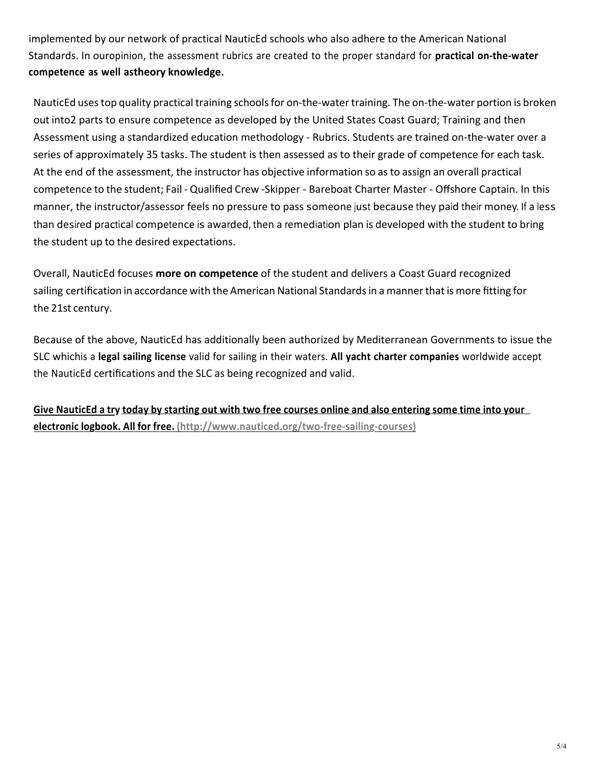implemented by our network of practical NauticEd schools who also adhere to the American National Standards. In ouropinion, the assessment rubrics are created to the proper standard for **practical on-the-water competence as well astheory knowledge.**

NauticEd uses top quality practical training schools for on-the-water training. The on-the-water portion is broken out into2 parts to ensure competence as developed by the United States Coast Guard; Training and then Assessment using a standardized education methodology - Rubrics. Students are trained on-the-water over a series of approximately 35 tasks. The student is then assessed as to their grade of competence for each task. At the end of the assessment, the instructor has objective information so as to assign an overall practical competence to the student; Fail - Qualified Crew -Skipper - Bareboat Charter Master - Offshore Captain. In this manner, the instructor/assessor feels no pressure to pass someone just because they paid their money. If a less than desired practical competence is awarded, then a remediation plan is developed with the student to bring the student up to the desired expectations.

Overall, NauticEd focuses **more on competence** of the student and delivers a Coast Guard recognized sailing certification in accordance with the American National Standards in a manner that is more fitting for the 21st century.

Because of the above, NauticEd has additionally been authorized by Mediterranean Governments to issue the SLC whichis a **legal sailing license** valid for sailing in their waters. **All yacht charter companies** worldwide accept the NauticEd certifications and the SLC as being recognized and valid.

**Give NauticEd a try today by starting out with two free courses online and also entering some time into your electronic logbook. All for free. (http://www.nauticed.org/two-free-sailing-courses)**